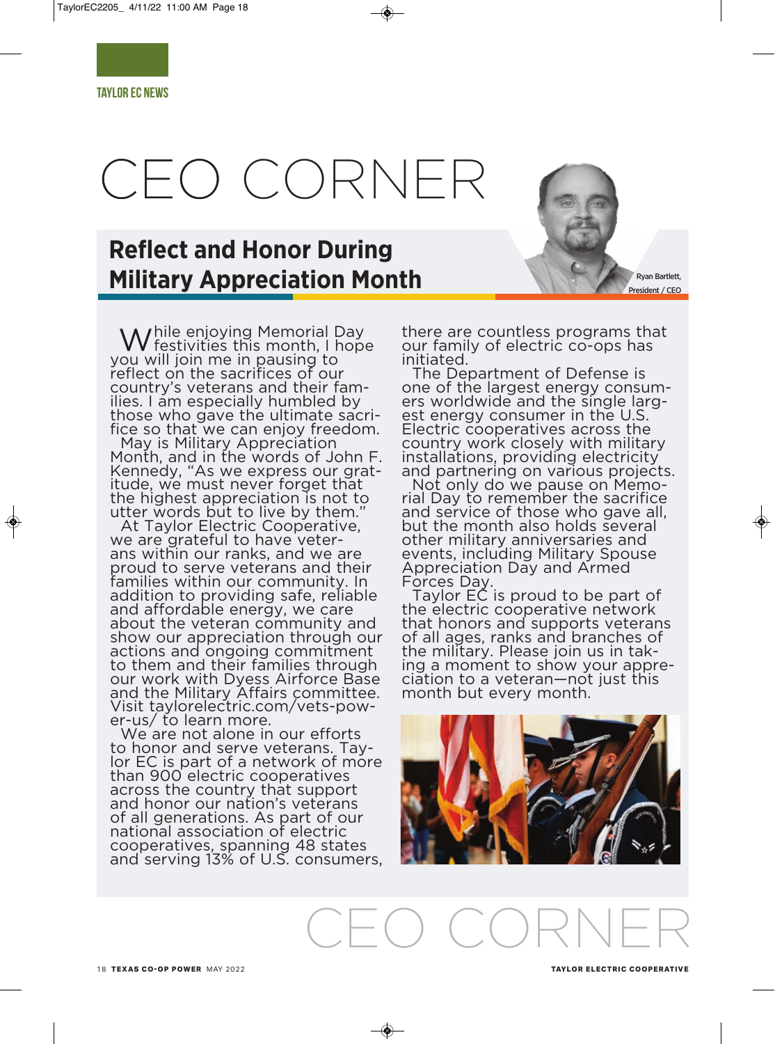TAYLOR EC NEWS

# CEO CORNER

## Reflect and Honor During Military Appreciation Month

Ryan Bartlett, President / CEO

While enjoying Memorial Day festivities this month, I hope you will join me in pausing to reflect on the sacrifices of our country's veterans and their families. I am especially humbled by those who gave the ultimate sacrifice so that we can enjoy freedom.

May is Military Appreciation Month, and in the words of John F. Kennedy, "As we express our gratitude, we must never forget that the highest appreciation is not to utter words but to live by them."

At Taylor Electric Cooperative, we are grateful to have veterans within our ranks, and we are proud to serve veterans and their families within our community. In addition to providing safe, reliable and affordable energy, we care about the veteran community and show our appreciation through our actions and ongoing commitment to them and their families through our work with Dyess Airforce Base and the Military Affairs committee. Visit taylorelectric.com/vets-power-us/ to learn more.

We are not alone in our efforts to honor and serve veterans. Taylor EC is part of a network of more than 900 electric cooperatives across the country that support and honor our nation's veterans of all generations. As part of our national association of electric cooperatives, spanning 48 states and serving 13% of U.S. consumers, there are countless programs that our family of electric co-ops has initiated.

The Department of Defense is one of the largest energy consumers worldwide and the single largest energy consumer in the U.S. Electric cooperatives across the country work closely with military installations, providing electricity and partnering on various projects.

Not only do we pause on Memorial Day to remember the sacrifice and service of those who gave all, but the month also holds several other military anniversaries and events, including Military Spouse Appreciation Day and Armed Forces Day.

Taylor EC is proud to be part of the electric cooperative network that honors and supports veterans of all ages, ranks and branches of the military. Please join us in taking a moment to show your appreciation to a veteran—not just this month but every month.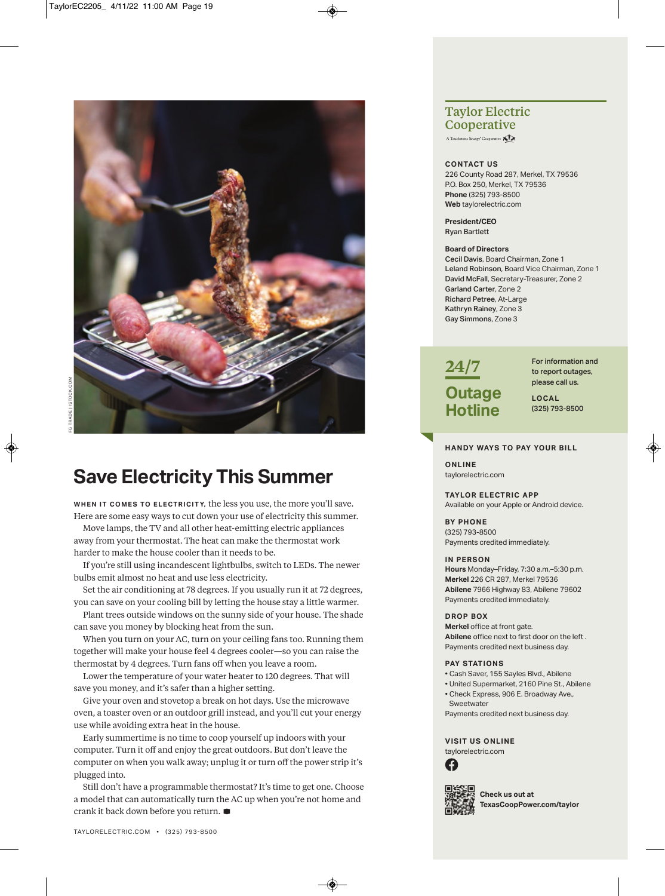FG TRADE | ISTOCK.COM

# Save Electricity This Summer

**WHEN IT COMES TO ELECTRICITY,** the less you use, the more you'll save. Here are some easy ways to cut down your use of electricity this summer.

Move lamps, the TV and all other heat-emitting electric appliances away from your thermostat. The heat can make the thermostat work harder to make the house cooler than it needs to be.

If you're still using incandescent lightbulbs, switch to LEDs. The newer bulbs emit almost no heat and use less electricity.

Set the air conditioning at 78 degrees. If you usually run it at 72 degrees, you can save on your cooling bill by letting the house stay a little warmer.

Plant trees outside windows on the sunny side of your house. The shade can save you money by blocking heat from the sun.

When you turn on your AC, turn on your ceiling fans too. Running them together will make your house feel 4 degrees cooler—so you can raise the thermostat by 4 degrees. Turn fans off when you leave a room.

Lower the temperature of your water heater to 120 degrees. That will save you money, and it's safer than a higher setting.

Give your oven and stovetop a break on hot days. Use the microwave oven, a toaster oven or an outdoor grill instead, and you'll cut your energy use while avoiding extra heat in the house.

Early summertime is no time to coop yourself up indoors with your computer. Turn it off and enjoy the great outdoors. But don't leave the computer on when you walk away; unplug it or turn off the power strip it's plugged into.

Still don't have a programmable thermostat? It's time to get one. Choose a model that can automatically turn the AC up when you're not home and crank it back down before you return.

TAYLORELECTRIC.COM • (325) 793-8500

## Taylor Electric Cooperative

A Touchstone Energy® Cooperative

**CONTACT US**
226 County Road 287, Merkel, TX 79536
P.O. Box 250, Merkel, TX 79536
**Phone** (325) 793-8500
**Web** taylorelectric.com

**President/CEO**
Ryan Bartlett

**Board of Directors**
**Cecil Davis**, Board Chairman, Zone 1
**Leland Robinson**, Board Vice Chairman, Zone 1
**David McFall**, Secretary-Treasurer, Zone 2
**Garland Carter**, Zone 2
**Richard Petree**, At-Large
**Kathryn Rainey**, Zone 3
**Gay Simmons**, Zone 3

## 24/7 Outage Hotline

For information and to report outages, please call us.

**LOCAL**
(325) 793-8500

**HANDY WAYS TO PAY YOUR BILL**

**ONLINE**
taylorelectric.com

**TAYLOR ELECTRIC APP**
Available on your Apple or Android device.

**BY PHONE**
(325) 793-8500
Payments credited immediately.

**IN PERSON**
**Hours** Monday–Friday, 7:30 a.m.–5:30 p.m.
**Merkel** 226 CR 287, Merkel 79536
**Abilene** 7966 Highway 83, Abilene 79602
Payments credited immediately.

**DROP BOX**
**Merkel** office at front gate.
**Abilene** office next to first door on the left .
Payments credited next business day.

**PAY STATIONS**
- Cash Saver, 155 Sayles Blvd., Abilene
- United Supermarket, 2160 Pine St., Abilene
- Check Express, 906 E. Broadway Ave., Sweetwater

Payments credited next business day.

**VISIT US ONLINE**
taylorelectric.com

**Check us out at TexasCoopPower.com/taylor**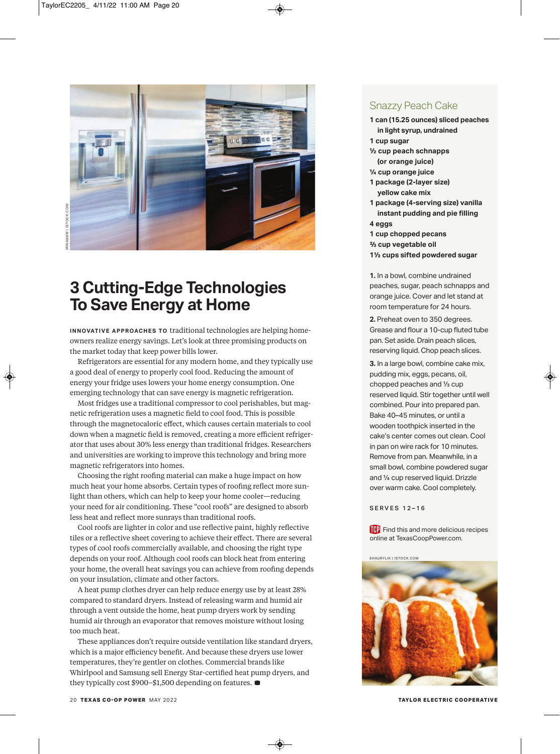# 3 Cutting-Edge Technologies To Save Energy at Home

**INNOVATIVE APPROACHES TO** traditional technologies are helping homeowners realize energy savings. Let's look at three promising products on the market today that keep power bills lower.

Refrigerators are essential for any modern home, and they typically use a good deal of energy to properly cool food. Reducing the amount of energy your fridge uses lowers your home energy consumption. One emerging technology that can save energy is magnetic refrigeration.

Most fridges use a traditional compressor to cool perishables, but magnetic refrigeration uses a magnetic field to cool food. This is possible through the magnetocaloric effect, which causes certain materials to cool down when a magnetic field is removed, creating a more efficient refrigerator that uses about 30% less energy than traditional fridges. Researchers and universities are working to improve this technology and bring more magnetic refrigerators into homes.

Choosing the right roofing material can make a huge impact on how much heat your home absorbs. Certain types of roofing reflect more sunlight than others, which can help to keep your home cooler—reducing your need for air conditioning. These "cool roofs" are designed to absorb less heat and reflect more sunrays than traditional roofs.

Cool roofs are lighter in color and use reflective paint, highly reflective tiles or a reflective sheet covering to achieve their effect. There are several types of cool roofs commercially available, and choosing the right type depends on your roof. Although cool roofs can block heat from entering your home, the overall heat savings you can achieve from roofing depends on your insulation, climate and other factors.

A heat pump clothes dryer can help reduce energy use by at least 28% compared to standard dryers. Instead of releasing warm and humid air through a vent outside the home, heat pump dryers work by sending humid air through an evaporator that removes moisture without losing too much heat.

These appliances don't require outside ventilation like standard dryers, which is a major efficiency benefit. And because these dryers use lower temperatures, they're gentler on clothes. Commercial brands like Whirlpool and Samsung sell Energy Star-certified heat pump dryers, and they typically cost $900–$1,500 depending on features. ■

## Snazzy Peach Cake

**1 can (15.25 ounces) sliced peaches in light syrup, undrained**
**1 cup sugar**
**½ cup peach schnapps (or orange juice)**
**¼ cup orange juice**
**1 package (2-layer size) yellow cake mix**
**1 package (4-serving size) vanilla instant pudding and pie filling**
**4 eggs**
**1 cup chopped pecans**
**⅔ cup vegetable oil**
**1½ cups sifted powdered sugar**

**1.** In a bowl, combine undrained peaches, sugar, peach schnapps and orange juice. Cover and let stand at room temperature for 24 hours.

**2.** Preheat oven to 350 degrees. Grease and flour a 10-cup fluted tube pan. Set aside. Drain peach slices, reserving liquid. Chop peach slices.

**3.** In a large bowl, combine cake mix, pudding mix, eggs, pecans, oil, chopped peaches and ⅓ cup reserved liquid. Stir together until well combined. Pour into prepared pan. Bake 40–45 minutes, or until a wooden toothpick inserted in the cake's center comes out clean. Cool in pan on wire rack for 10 minutes. Remove from pan. Meanwhile, in a small bowl, combine powdered sugar and ¼ cup reserved liquid. Drizzle over warm cake. Cool completely.

SERVES 12–16

TCP Find this and more delicious recipes online at TexasCoopPower.com.

TAYLOR ELECTRIC COOPERATIVE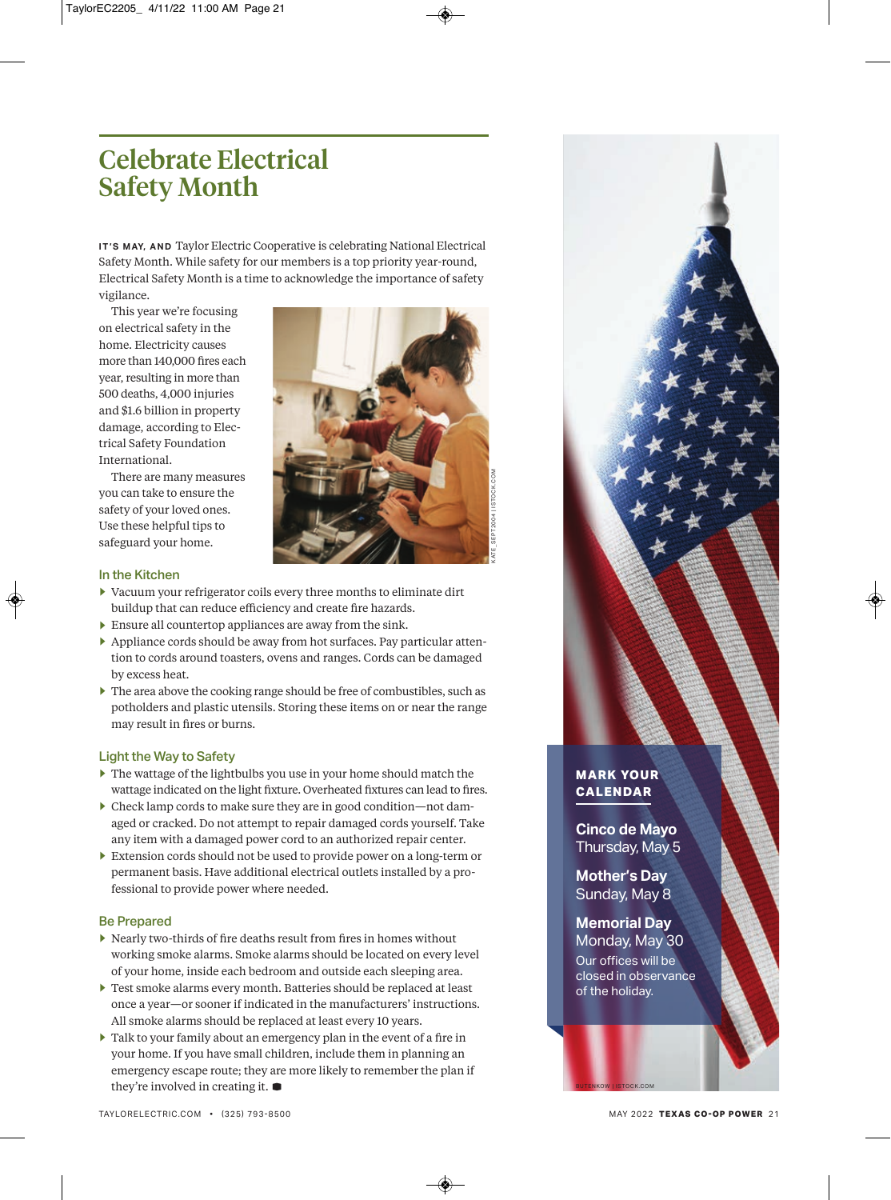# Celebrate Electrical Safety Month

**IT'S MAY, AND** Taylor Electric Cooperative is celebrating National Electrical Safety Month. While safety for our members is a top priority year-round, Electrical Safety Month is a time to acknowledge the importance of safety vigilance.

This year we're focusing on electrical safety in the home. Electricity causes more than 140,000 fires each year, resulting in more than 500 deaths, 4,000 injuries and $1.6 billion in property damage, according to Electrical Safety Foundation International.

There are many measures you can take to ensure the safety of your loved ones. Use these helpful tips to safeguard your home.

KATE_SEPT2004 | ISTOCK.COM

### In the Kitchen

- Vacuum your refrigerator coils every three months to eliminate dirt buildup that can reduce efficiency and create fire hazards.
- Ensure all countertop appliances are away from the sink.
- Appliance cords should be away from hot surfaces. Pay particular attention to cords around toasters, ovens and ranges. Cords can be damaged by excess heat.
- The area above the cooking range should be free of combustibles, such as potholders and plastic utensils. Storing these items on or near the range may result in fires or burns.

### Light the Way to Safety

- The wattage of the lightbulbs you use in your home should match the wattage indicated on the light fixture. Overheated fixtures can lead to fires.
- Check lamp cords to make sure they are in good condition—not damaged or cracked. Do not attempt to repair damaged cords yourself. Take any item with a damaged power cord to an authorized repair center.
- Extension cords should not be used to provide power on a long-term or permanent basis. Have additional electrical outlets installed by a professional to provide power where needed.

### Be Prepared

- Nearly two-thirds of fire deaths result from fires in homes without working smoke alarms. Smoke alarms should be located on every level of your home, inside each bedroom and outside each sleeping area.
- Test smoke alarms every month. Batteries should be replaced at least once a year—or sooner if indicated in the manufacturers' instructions. All smoke alarms should be replaced at least every 10 years.
- Talk to your family about an emergency plan in the event of a fire in your home. If you have small children, include them in planning an emergency escape route; they are more likely to remember the plan if they're involved in creating it.

## MARK YOUR CALENDAR

**Cinco de Mayo**
Thursday, May 5

**Mother's Day**
Sunday, May 8

**Memorial Day**
Monday, May 30
Our offices will be closed in observance of the holiday.

BUTENKOW | ISTOCK.COM

TAYLORELECTRIC.COM • (325) 793-8500